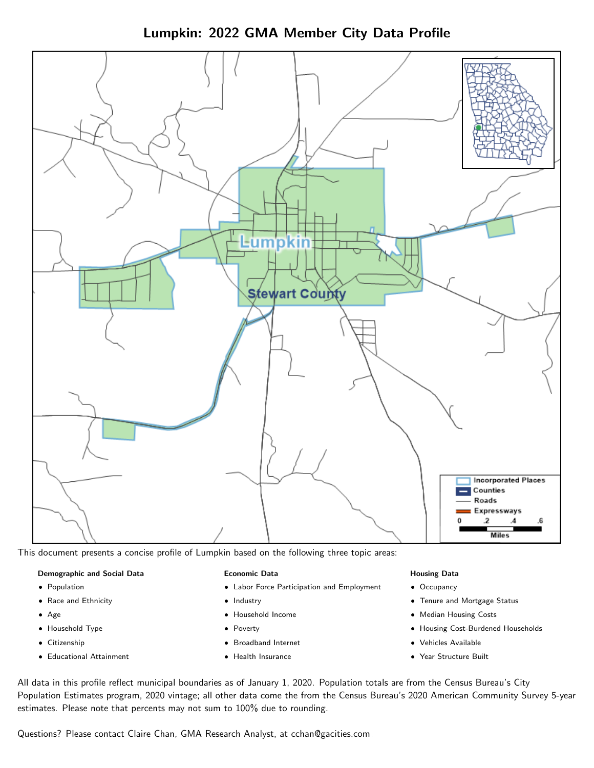# Lumpkin: 2022 GMA Member City Data Profile

This document presents a concise profile of Lumpkin based on the following three topic areas:

**Demographic and Social Data**

- Population
- Race and Ethnicity
- Age
- Household Type
- Citizenship
- Educational Attainment

**Economic Data**

- Labor Force Participation and Employment
- Industry
- Household Income
- Poverty
- Broadband Internet
- Health Insurance

**Housing Data**

- Occupancy
- Tenure and Mortgage Status
- Median Housing Costs
- Housing Cost-Burdened Households
- Vehicles Available
- Year Structure Built

All data in this profile reflect municipal boundaries as of January 1, 2020. Population totals are from the Census Bureau's City Population Estimates program, 2020 vintage; all other data come the from the Census Bureau's 2020 American Community Survey 5-year estimates. Please note that percents may not sum to 100% due to rounding.

Questions? Please contact Claire Chan, GMA Research Analyst, at cchan@gacities.com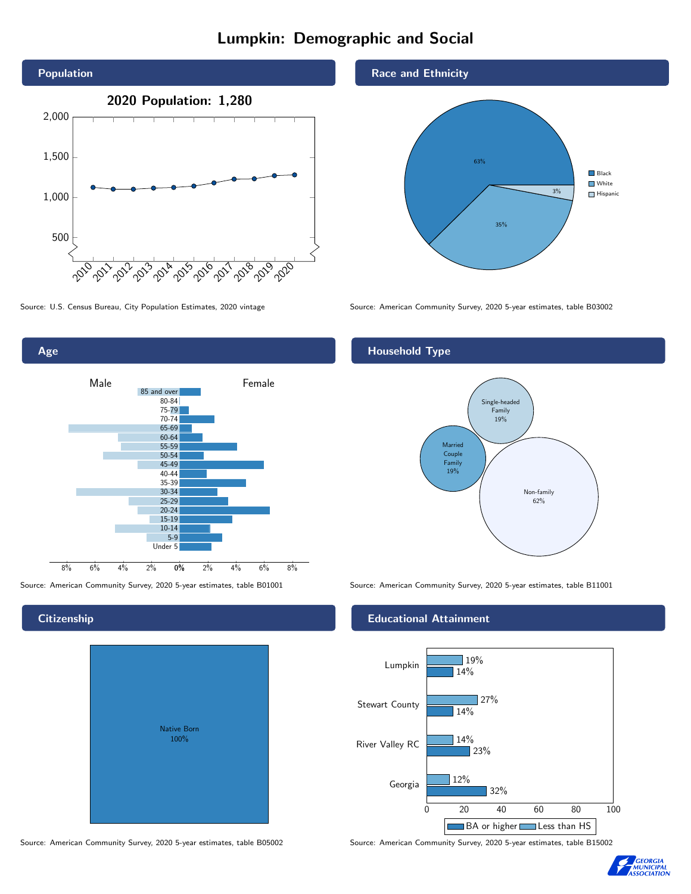# Lumpkin: Demographic and Social

## Population

**2020 Population: 1,280**

Source: U.S. Census Bureau, City Population Estimates, 2020 vintage

## Race and Ethnicity

| Group | Percent |
|---|---|
| Black | 63% |
| White | 35% |
| Hispanic | 3% |

Source: American Community Survey, 2020 5-year estimates, table B03002

## Age

Source: American Community Survey, 2020 5-year estimates, table B01001

## Household Type

| Type | Percent |
|---|---|
| Single-headed Family | 19% |
| Married Couple Family | 19% |
| Non-family | 62% |

Source: American Community Survey, 2020 5-year estimates, table B11001

## Citizenship

Native Born 100%

Source: American Community Survey, 2020 5-year estimates, table B05002

## Educational Attainment

| Area | Less than HS | BA or higher |
|---|---|---|
| Lumpkin | 19% | 14% |
| Stewart County | 27% | 14% |
| River Valley RC | 14% | 23% |
| Georgia | 12% | 32% |

Source: American Community Survey, 2020 5-year estimates, table B15002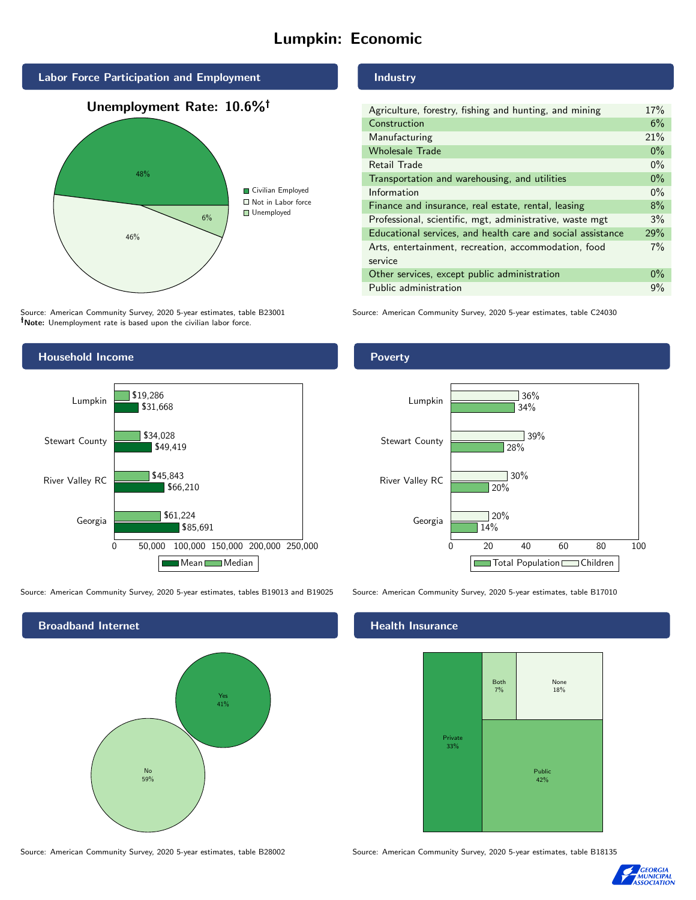# Lumpkin: Economic

## Labor Force Participation and Employment

**Unemployment Rate: 10.6%†**

| Category | Percent |
|---|---|
| Civilian Employed | 48% |
| Not in Labor force | 46% |
| Unemployed | 6% |

Source: American Community Survey, 2020 5-year estimates, table B23001
**†Note:** Unemployment rate is based upon the civilian labor force.

## Industry

| Industry | Percent |
|---|---|
| Agriculture, forestry, fishing and hunting, and mining | 17% |
| Construction | 6% |
| Manufacturing | 21% |
| Wholesale Trade | 0% |
| Retail Trade | 0% |
| Transportation and warehousing, and utilities | 0% |
| Information | 0% |
| Finance and insurance, real estate, rental, leasing | 8% |
| Professional, scientific, mgt, administrative, waste mgt | 3% |
| Educational services, and health care and social assistance | 29% |
| Arts, entertainment, recreation, accommodation, food service | 7% |
| Other services, except public administration | 0% |
| Public administration | 9% |

Source: American Community Survey, 2020 5-year estimates, table C24030

## Household Income

| Area | Median | Mean |
|---|---|---|
| Lumpkin | $19,286 | $31,668 |
| Stewart County | $34,028 | $49,419 |
| River Valley RC | $45,843 | $66,210 |
| Georgia | $61,224 | $85,691 |

Source: American Community Survey, 2020 5-year estimates, tables B19013 and B19025

## Poverty

| Area | Children | Total Population |
|---|---|---|
| Lumpkin | 36% | 34% |
| Stewart County | 39% | 28% |
| River Valley RC | 30% | 20% |
| Georgia | 20% | 14% |

Source: American Community Survey, 2020 5-year estimates, table B17010

## Broadband Internet

| Response | Percent |
|---|---|
| Yes | 41% |
| No | 59% |

Source: American Community Survey, 2020 5-year estimates, table B28002

## Health Insurance

| Type | Percent |
|---|---|
| Private | 33% |
| Both | 7% |
| None | 18% |
| Public | 42% |

Source: American Community Survey, 2020 5-year estimates, table B18135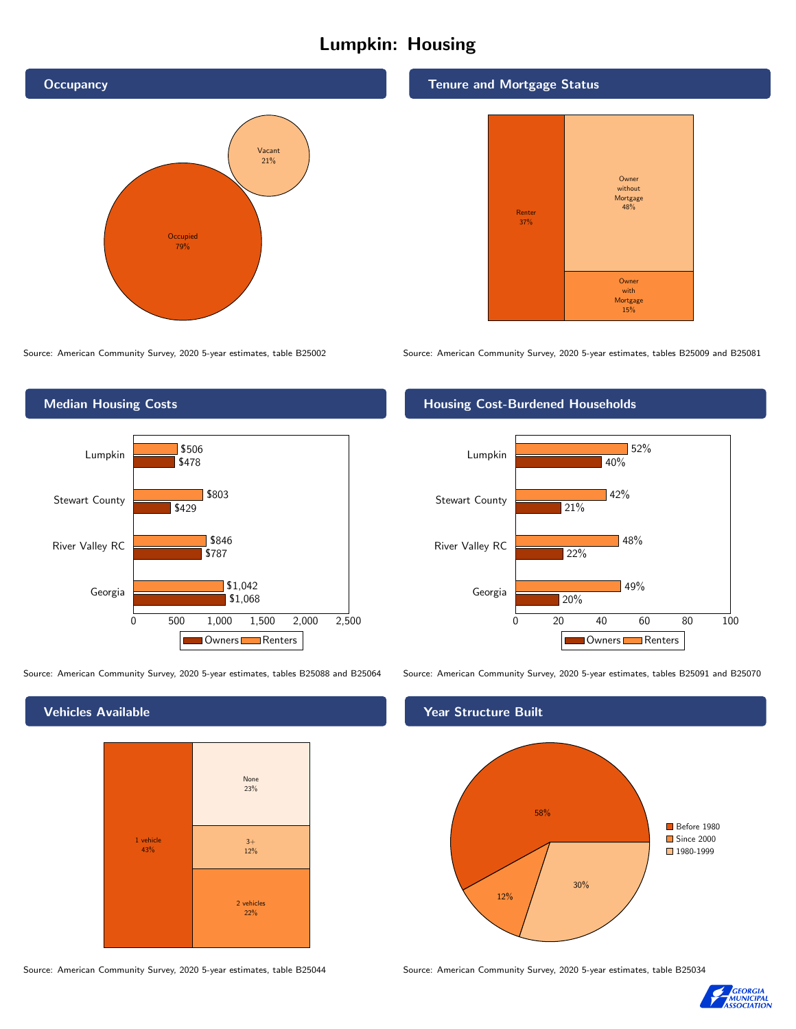# Lumpkin: Housing

## Occupancy

Vacant
21%

Occupied
79%

Source: American Community Survey, 2020 5-year estimates, table B25002

## Tenure and Mortgage Status

Renter
37%

Owner without Mortgage
48%

Owner with Mortgage
15%

Source: American Community Survey, 2020 5-year estimates, tables B25009 and B25081

## Median Housing Costs

Lumpkin: $506, $478

Stewart County: $803, $429

River Valley RC: $846, $787

Georgia: $1,042, $1,068

0, 500, 1,000, 1,500, 2,000, 2,500

Owners, Renters

Source: American Community Survey, 2020 5-year estimates, tables B25088 and B25064

## Housing Cost-Burdened Households

Lumpkin: 52%, 40%

Stewart County: 42%, 21%

River Valley RC: 48%, 22%

Georgia: 49%, 20%

0, 20, 40, 60, 80, 100

Owners, Renters

Source: American Community Survey, 2020 5-year estimates, tables B25091 and B25070

## Vehicles Available

1 vehicle
43%

None
23%

3+
12%

2 vehicles
22%

Source: American Community Survey, 2020 5-year estimates, table B25044

## Year Structure Built

58%

12%

30%

Before 1980

Since 2000

1980-1999

Source: American Community Survey, 2020 5-year estimates, table B25034